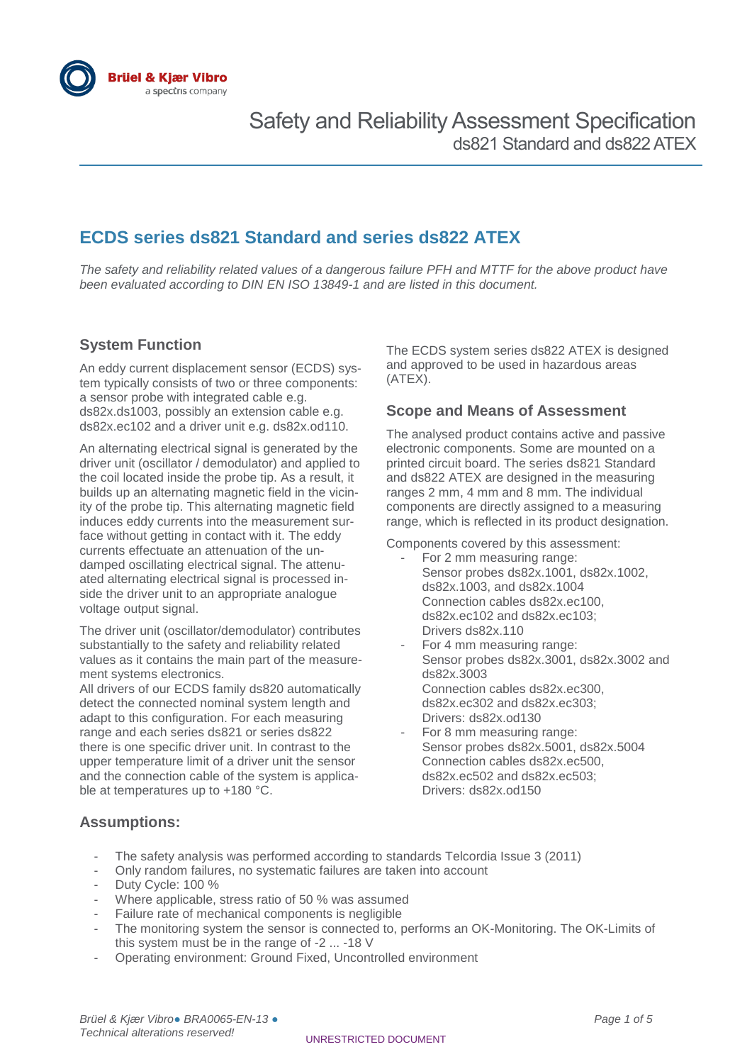# Safety and Reliability Assessment Specification

ds821 Standard and ds822 ATEX

## ECDS series ds821 Standard and series ds822 ATEX

*The safety and reliability related values of a dangerous failure PFH and MTTF for the above product have been evaluated according to DIN EN ISO 13849-1 and are listed in this document.*

### System Function

An eddy current displacement sensor (ECDS) system typically consists of two or three components: a sensor probe with integrated cable e.g. ds82x.ds1003, possibly an extension cable e.g. ds82x.ec102 and a driver unit e.g. ds82x.od110.

An alternating electrical signal is generated by the driver unit (oscillator / demodulator) and applied to the coil located inside the probe tip. As a result, it builds up an alternating magnetic field in the vicinity of the probe tip. This alternating magnetic field induces eddy currents into the measurement surface without getting in contact with it. The eddy currents effectuate an attenuation of the undamped oscillating electrical signal. The attenuated alternating electrical signal is processed inside the driver unit to an appropriate analogue voltage output signal.

The driver unit (oscillator/demodulator) contributes substantially to the safety and reliability related values as it contains the main part of the measurement systems electronics.
All drivers of our ECDS family ds820 automatically detect the connected nominal system length and adapt to this configuration. For each measuring range and each series ds821 or series ds822 there is one specific driver unit. In contrast to the upper temperature limit of a driver unit the sensor and the connection cable of the system is applicable at temperatures up to +180 °C.

The ECDS system series ds822 ATEX is designed and approved to be used in hazardous areas (ATEX).

### Scope and Means of Assessment

The analysed product contains active and passive electronic components. Some are mounted on a printed circuit board. The series ds821 Standard and ds822 ATEX are designed in the measuring ranges 2 mm, 4 mm and 8 mm. The individual components are directly assigned to a measuring range, which is reflected in its product designation.

Components covered by this assessment:

- For 2 mm measuring range:
  Sensor probes ds82x.1001, ds82x.1002, ds82x.1003, and ds82x.1004
  Connection cables ds82x.ec100, ds82x.ec102 and ds82x.ec103;
  Drivers ds82x.110
- For 4 mm measuring range:
  Sensor probes ds82x.3001, ds82x.3002 and ds82x.3003
  Connection cables ds82x.ec300, ds82x.ec302 and ds82x.ec303;
  Drivers: ds82x.od130
- For 8 mm measuring range:
  Sensor probes ds82x.5001, ds82x.5004
  Connection cables ds82x.ec500, ds82x.ec502 and ds82x.ec503;
  Drivers: ds82x.od150

### Assumptions:

- The safety analysis was performed according to standards Telcordia Issue 3 (2011)
- Only random failures, no systematic failures are taken into account
- Duty Cycle: 100 %
- Where applicable, stress ratio of 50 % was assumed
- Failure rate of mechanical components is negligible
- The monitoring system the sensor is connected to, performs an OK-Monitoring. The OK-Limits of this system must be in the range of -2 ... -18 V
- Operating environment: Ground Fixed, Uncontrolled environment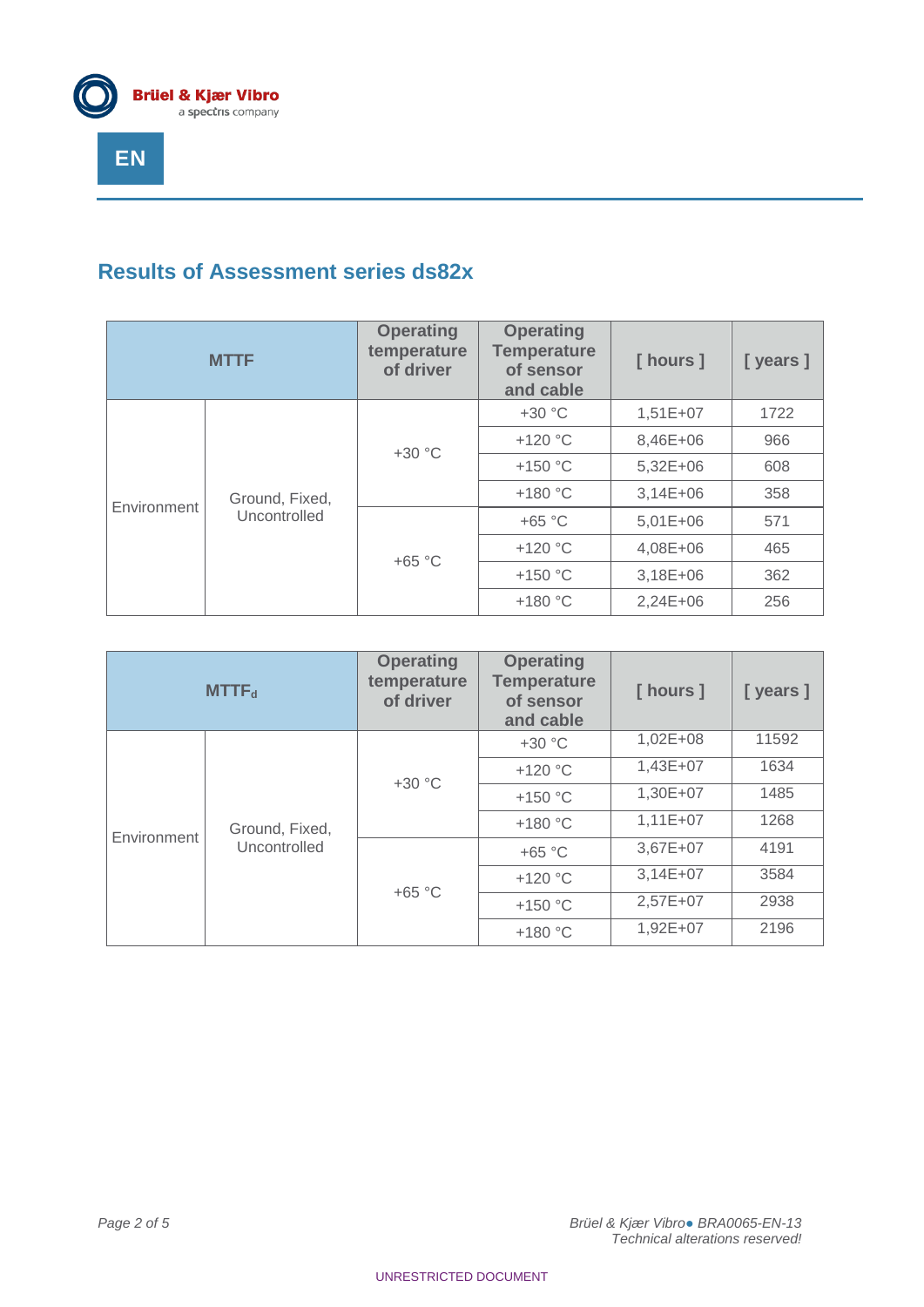## Results of Assessment series ds82x

| MTTF | | Operating temperature of driver | Operating Temperature of sensor and cable | [ hours ] | [ years ] |
|---|---|---|---|---|---|
| Environment | Ground, Fixed, Uncontrolled | +30 °C | +30 °C | 1,51E+07 | 1722 |
| | | | +120 °C | 8,46E+06 | 966 |
| | | | +150 °C | 5,32E+06 | 608 |
| | | | +180 °C | 3,14E+06 | 358 |
| | | +65 °C | +65 °C | 5,01E+06 | 571 |
| | | | +120 °C | 4,08E+06 | 465 |
| | | | +150 °C | 3,18E+06 | 362 |
| | | | +180 °C | 2,24E+06 | 256 |

| $MTTF_d$ | | Operating temperature of driver | Operating Temperature of sensor and cable | [ hours ] | [ years ] |
|---|---|---|---|---|---|
| Environment | Ground, Fixed, Uncontrolled | +30 °C | +30 °C | 1,02E+08 | 11592 |
| | | | +120 °C | 1,43E+07 | 1634 |
| | | | +150 °C | 1,30E+07 | 1485 |
| | | | +180 °C | 1,11E+07 | 1268 |
| | | +65 °C | +65 °C | 3,67E+07 | 4191 |
| | | | +120 °C | 3,14E+07 | 3584 |
| | | | +150 °C | 2,57E+07 | 2938 |
| | | | +180 °C | 1,92E+07 | 2196 |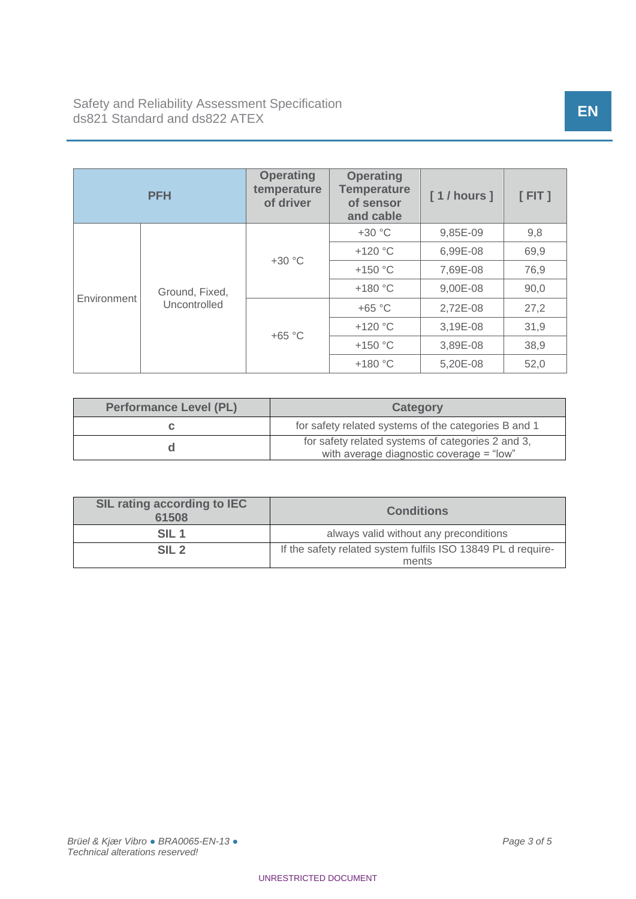| PFH | | Operating temperature of driver | Operating Temperature of sensor and cable | [ 1 / hours ] | [ FIT ] |
|---|---|---|---|---|---|
| Environment | Ground, Fixed, Uncontrolled | +30 °C | +30 °C | 9,85E-09 | 9,8 |
| | | | +120 °C | 6,99E-08 | 69,9 |
| | | | +150 °C | 7,69E-08 | 76,9 |
| | | | +180 °C | 9,00E-08 | 90,0 |
| | | +65 °C | +65 °C | 2,72E-08 | 27,2 |
| | | | +120 °C | 3,19E-08 | 31,9 |
| | | | +150 °C | 3,89E-08 | 38,9 |
| | | | +180 °C | 5,20E-08 | 52,0 |

| Performance Level (PL) | Category |
|---|---|
| c | for safety related systems of the categories B and 1 |
| d | for safety related systems of categories 2 and 3, with average diagnostic coverage = "low" |

| SIL rating according to IEC 61508 | Conditions |
|---|---|
| SIL 1 | always valid without any preconditions |
| SIL 2 | If the safety related system fulfils ISO 13849 PL d requirements |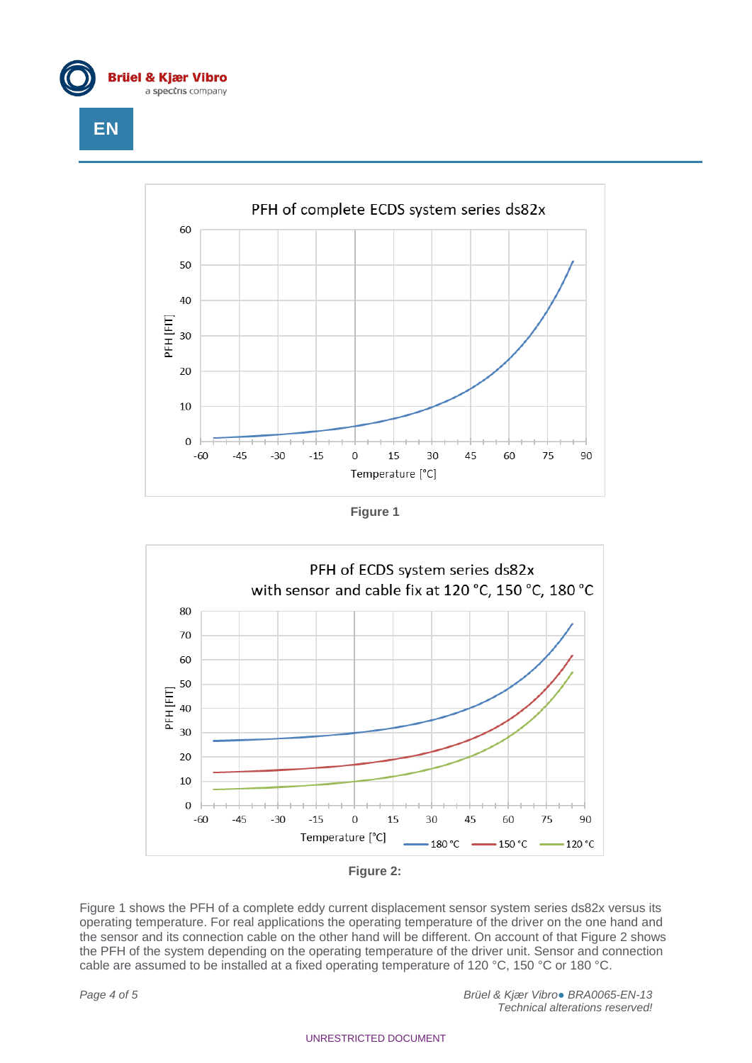Figure 1

Figure 2:

Figure 1 shows the PFH of a complete eddy current displacement sensor system series ds82x versus its operating temperature. For real applications the operating temperature of the driver on the one hand and the sensor and its connection cable on the other hand will be different. On account of that Figure 2 shows the PFH of the system depending on the operating temperature of the driver unit. Sensor and connection cable are assumed to be installed at a fixed operating temperature of 120 °C, 150 °C or 180 °C.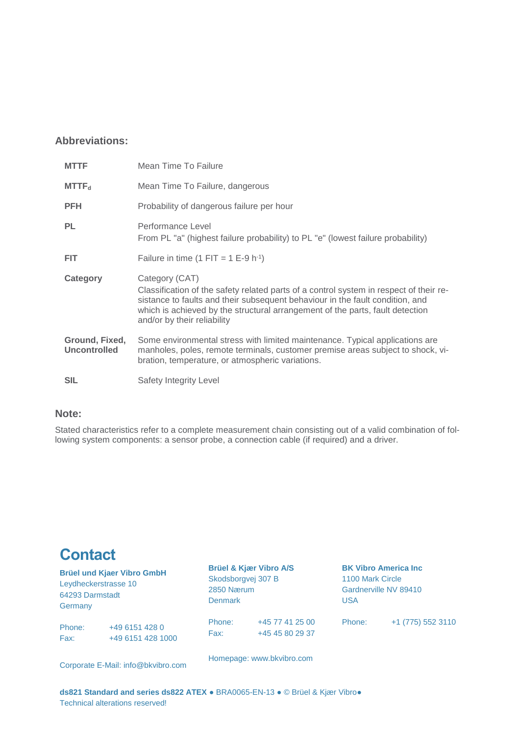### Abbreviations:

| | |
|---|---|
| **MTTF** | Mean Time To Failure |
| **$MTTF_d$** | Mean Time To Failure, dangerous |
| **PFH** | Probability of dangerous failure per hour |
| **PL** | Performance Level<br>From PL "a" (highest failure probability) to PL "e" (lowest failure probability) |
| **FIT** | Failure in time (1 FIT = 1 E-9 $h^{-1}$) |
| **Category** | Category (CAT)<br>Classification of the safety related parts of a control system in respect of their resistance to faults and their subsequent behaviour in the fault condition, and which is achieved by the structural arrangement of the parts, fault detection and/or by their reliability |
| **Ground, Fixed, Uncontrolled** | Some environmental stress with limited maintenance. Typical applications are manholes, poles, remote terminals, customer premise areas subject to shock, vibration, temperature, or atmospheric variations. |
| **SIL** | Safety Integrity Level |

### Note:

Stated characteristics refer to a complete measurement chain consisting out of a valid combination of following system components: a sensor probe, a connection cable (if required) and a driver.

## Contact

**Brüel und Kjaer Vibro GmbH**
Leydheckerstrasse 10
64293 Darmstadt
Germany

Phone: +49 6151 428 0
Fax: +49 6151 428 1000

Corporate E-Mail: info@bkvibro.com

**Brüel & Kjær Vibro A/S**
Skodsborgvej 307 B
2850 Nærum
Denmark

Phone: +45 77 41 25 00
Fax: +45 45 80 29 37

Homepage: www.bkvibro.com

**BK Vibro America Inc**
1100 Mark Circle
Gardnerville NV 89410
USA

Phone: +1 (775) 552 3110

**ds821 Standard and series ds822 ATEX** ● BRA0065-EN-13 ● © Brüel & Kjær Vibro●
Technical alterations reserved!